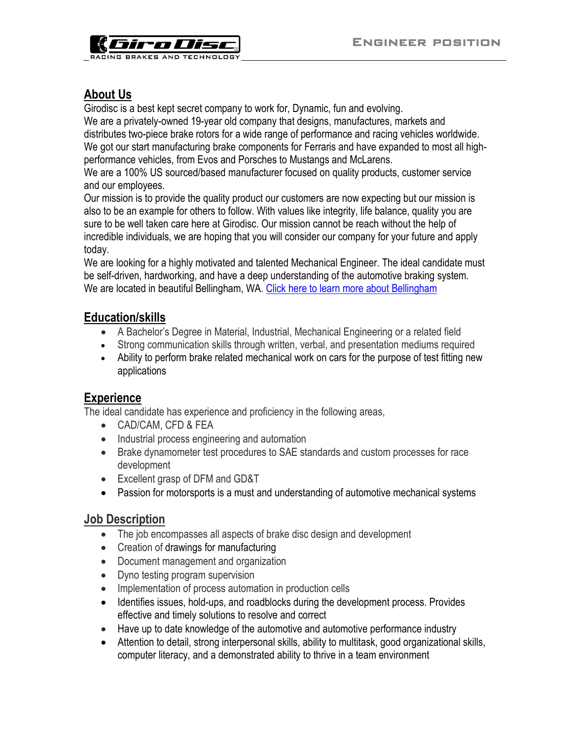## About Us

Girodisc is a best kept secret company to work for, Dynamic, fun and evolving.
We are a privately-owned 19-year old company that designs, manufactures, markets and distributes two-piece brake rotors for a wide range of performance and racing vehicles worldwide. We got our start manufacturing brake components for Ferraris and have expanded to most all high-performance vehicles, from Evos and Porsches to Mustangs and McLarens.
We are a 100% US sourced/based manufacturer focused on quality products, customer service and our employees.
Our mission is to provide the quality product our customers are now expecting but our mission is also to be an example for others to follow. With values like integrity, life balance, quality you are sure to be well taken care here at Girodisc. Our mission cannot be reach without the help of incredible individuals, we are hoping that you will consider our company for your future and apply today.
We are looking for a highly motivated and talented Mechanical Engineer. The ideal candidate must be self-driven, hardworking, and have a deep understanding of the automotive braking system.
We are located in beautiful Bellingham, WA. Click here to learn more about Bellingham

## Education/skills

- A Bachelor's Degree in Material, Industrial, Mechanical Engineering or a related field
- Strong communication skills through written, verbal, and presentation mediums required
- Ability to perform brake related mechanical work on cars for the purpose of test fitting new applications

## Experience

The ideal candidate has experience and proficiency in the following areas,

- CAD/CAM, CFD & FEA
- Industrial process engineering and automation
- Brake dynamometer test procedures to SAE standards and custom processes for race development
- Excellent grasp of DFM and GD&T
- Passion for motorsports is a must and understanding of automotive mechanical systems

## Job Description

- The job encompasses all aspects of brake disc design and development
- Creation of drawings for manufacturing
- Document management and organization
- Dyno testing program supervision
- Implementation of process automation in production cells
- Identifies issues, hold-ups, and roadblocks during the development process. Provides effective and timely solutions to resolve and correct
- Have up to date knowledge of the automotive and automotive performance industry
- Attention to detail, strong interpersonal skills, ability to multitask, good organizational skills, computer literacy, and a demonstrated ability to thrive in a team environment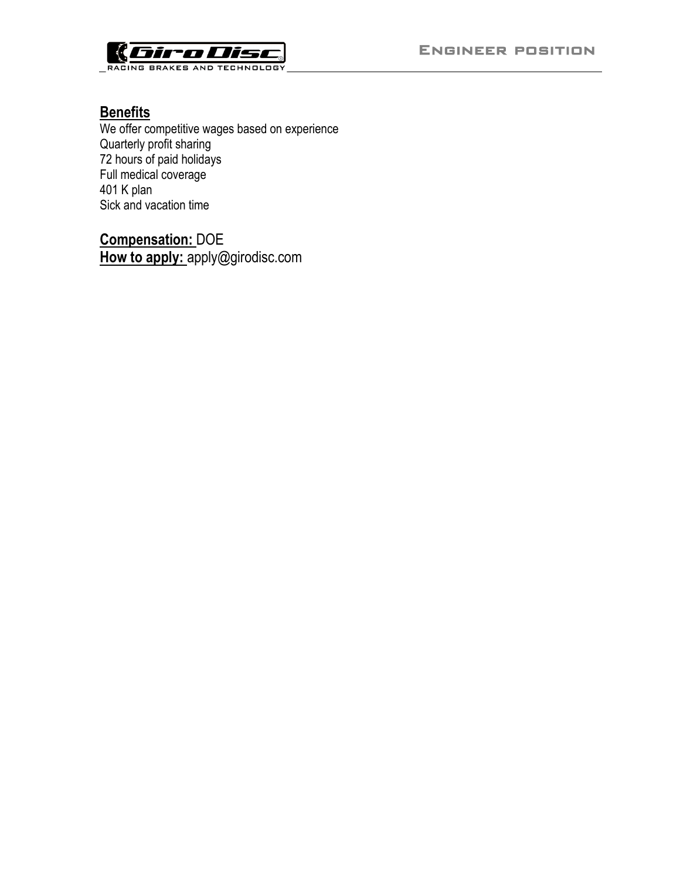## Benefits

We offer competitive wages based on experience
Quarterly profit sharing
72 hours of paid holidays
Full medical coverage
401 K plan
Sick and vacation time

**Compensation:** DOE
**How to apply:** apply@girodisc.com